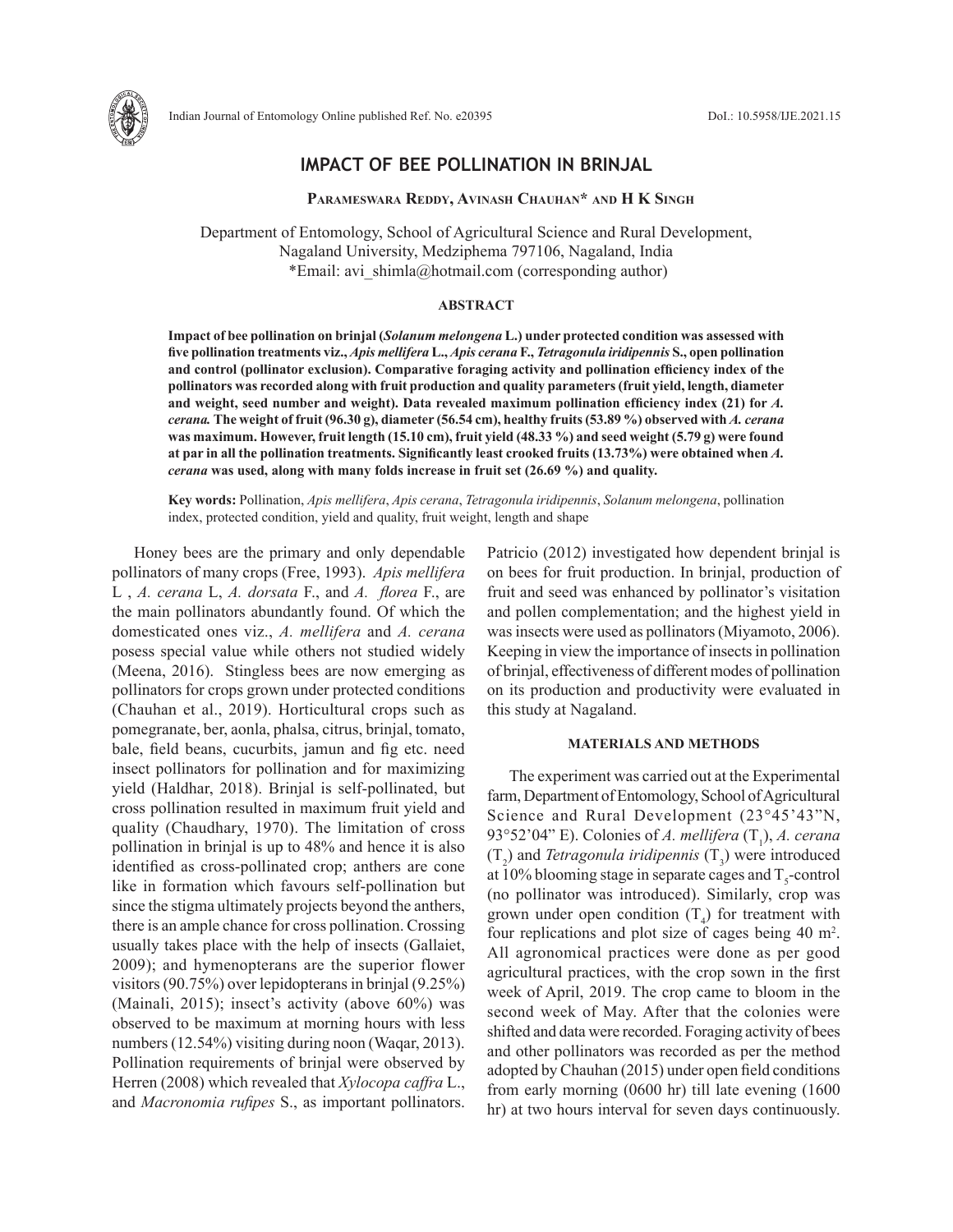# IMPACT OF BEE POLLINATION IN BRINJAL

**Parameswara Reddy, Avinash Chauhan* and H K Singh**

Department of Entomology, School of Agricultural Science and Rural Development, Nagaland University, Medziphema 797106, Nagaland, India
*Email: avi_shimla@hotmail.com (corresponding author)

## ABSTRACT

**Impact of bee pollination on brinjal (*Solanum melongena* L.) under protected condition was assessed with five pollination treatments viz., *Apis mellifera* L., *Apis cerana* F., *Tetragonula iridipennis* S., open pollination and control (pollinator exclusion). Comparative foraging activity and pollination efficiency index of the pollinators was recorded along with fruit production and quality parameters (fruit yield, length, diameter and weight, seed number and weight). Data revealed maximum pollination efficiency index (21) for *A. cerana.* The weight of fruit (96.30 g), diameter (56.54 cm), healthy fruits (53.89 %) observed with *A. cerana* was maximum. However, fruit length (15.10 cm), fruit yield (48.33 %) and seed weight (5.79 g) were found at par in all the pollination treatments. Significantly least crooked fruits (13.73%) were obtained when *A. cerana* was used, along with many folds increase in fruit set (26.69 %) and quality.**

**Key words:** Pollination, *Apis mellifera*, *Apis cerana*, *Tetragonula iridipennis*, *Solanum melongena*, pollination index, protected condition, yield and quality, fruit weight, length and shape

Honey bees are the primary and only dependable pollinators of many crops (Free, 1993). *Apis mellifera* L , *A. cerana* L, *A. dorsata* F., and *A. florea* F., are the main pollinators abundantly found. Of which the domesticated ones viz., *A. mellifera* and *A. cerana* posess special value while others not studied widely (Meena, 2016). Stingless bees are now emerging as pollinators for crops grown under protected conditions (Chauhan et al., 2019). Horticultural crops such as pomegranate, ber, aonla, phalsa, citrus, brinjal, tomato, bale, field beans, cucurbits, jamun and fig etc. need insect pollinators for pollination and for maximizing yield (Haldhar, 2018). Brinjal is self-pollinated, but cross pollination resulted in maximum fruit yield and quality (Chaudhary, 1970). The limitation of cross pollination in brinjal is up to 48% and hence it is also identified as cross-pollinated crop; anthers are cone like in formation which favours self-pollination but since the stigma ultimately projects beyond the anthers, there is an ample chance for cross pollination. Crossing usually takes place with the help of insects (Gallaiet, 2009); and hymenopterans are the superior flower visitors (90.75%) over lepidopterans in brinjal (9.25%) (Mainali, 2015); insect's activity (above 60%) was observed to be maximum at morning hours with less numbers (12.54%) visiting during noon (Waqar, 2013). Pollination requirements of brinjal were observed by Herren (2008) which revealed that *Xylocopa caffra* L., and *Macronomia rufipes* S., as important pollinators. Patricio (2012) investigated how dependent brinjal is on bees for fruit production. In brinjal, production of fruit and seed was enhanced by pollinator's visitation and pollen complementation; and the highest yield in was insects were used as pollinators (Miyamoto, 2006). Keeping in view the importance of insects in pollination of brinjal, effectiveness of different modes of pollination on its production and productivity were evaluated in this study at Nagaland.

## MATERIALS AND METHODS

The experiment was carried out at the Experimental farm, Department of Entomology, School of Agricultural Science and Rural Development (23°45'43"N, 93°52'04" E). Colonies of *A. mellifera* ($T_1$), *A. cerana* ($T_2$) and *Tetragonula iridipennis* ($T_3$) were introduced at 10% blooming stage in separate cages and $T_5$-control (no pollinator was introduced). Similarly, crop was grown under open condition ($T_4$) for treatment with four replications and plot size of cages being 40 $m^2$. All agronomical practices were done as per good agricultural practices, with the crop sown in the first week of April, 2019. The crop came to bloom in the second week of May. After that the colonies were shifted and data were recorded. Foraging activity of bees and other pollinators was recorded as per the method adopted by Chauhan (2015) under open field conditions from early morning (0600 hr) till late evening (1600 hr) at two hours interval for seven days continuously.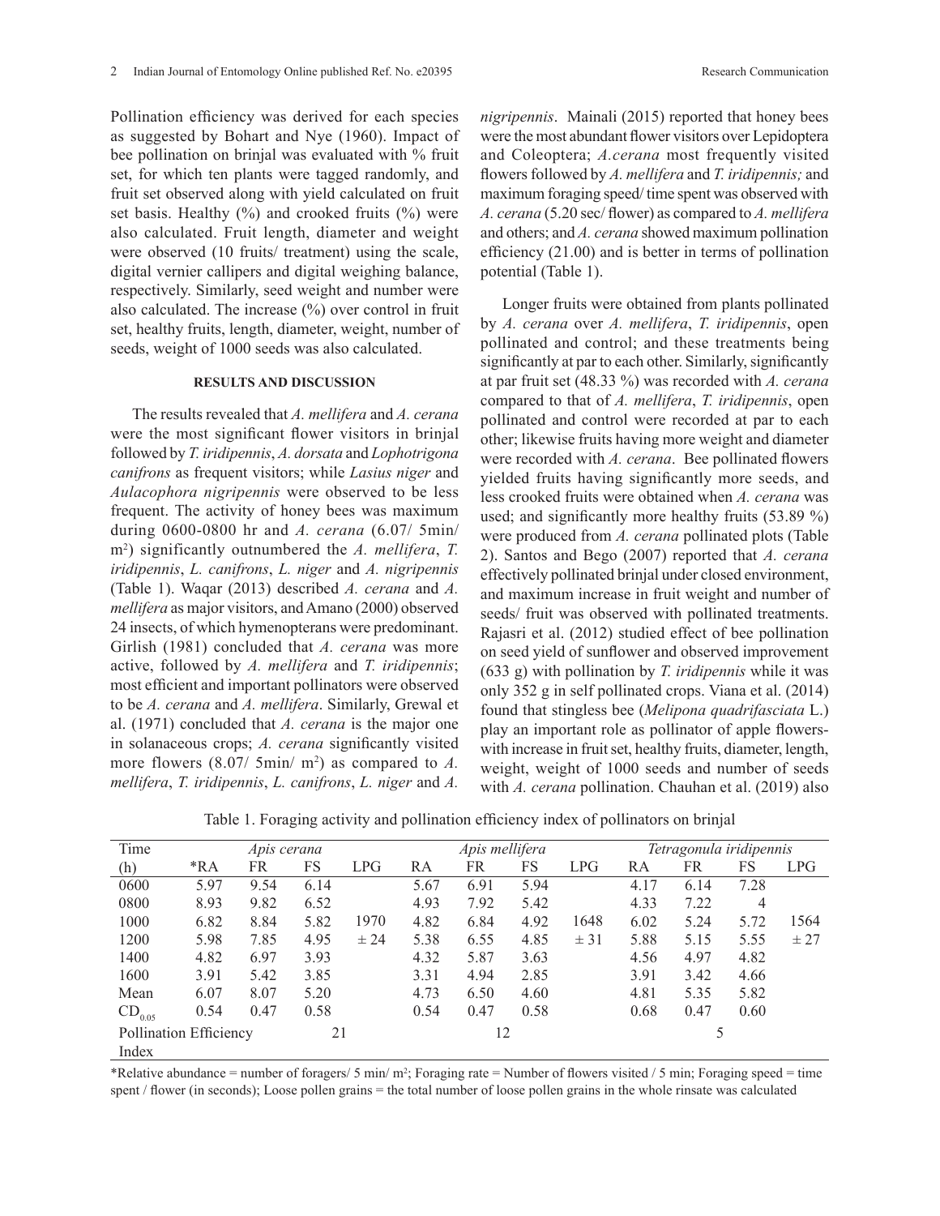Pollination efficiency was derived for each species as suggested by Bohart and Nye (1960). Impact of bee pollination on brinjal was evaluated with % fruit set, for which ten plants were tagged randomly, and fruit set observed along with yield calculated on fruit set basis. Healthy (%) and crooked fruits (%) were also calculated. Fruit length, diameter and weight were observed (10 fruits/ treatment) using the scale, digital vernier callipers and digital weighing balance, respectively. Similarly, seed weight and number were also calculated. The increase (%) over control in fruit set, healthy fruits, length, diameter, weight, number of seeds, weight of 1000 seeds was also calculated.

## RESULTS AND DISCUSSION

The results revealed that *A. mellifera* and *A. cerana* were the most significant flower visitors in brinjal followed by *T. iridipennis*, *A. dorsata* and *Lophotrigona canifrons* as frequent visitors; while *Lasius niger* and *Aulacophora nigripennis* were observed to be less frequent. The activity of honey bees was maximum during 0600-0800 hr and *A. cerana* (6.07/ 5min/ m$^2$) significantly outnumbered the *A. mellifera*, *T. iridipennis*, *L. canifrons*, *L. niger* and *A. nigripennis* (Table 1). Waqar (2013) described *A. cerana* and *A. mellifera* as major visitors, and Amano (2000) observed 24 insects, of which hymenopterans were predominant. Girlish (1981) concluded that *A. cerana* was more active, followed by *A. mellifera* and *T. iridipennis*; most efficient and important pollinators were observed to be *A. cerana* and *A. mellifera*. Similarly, Grewal et al. (1971) concluded that *A. cerana* is the major one in solanaceous crops; *A. cerana* significantly visited more flowers (8.07/ 5min/ m$^2$) as compared to *A. mellifera*, *T. iridipennis*, *L. canifrons*, *L. niger* and *A. nigripennis*. Mainali (2015) reported that honey bees were the most abundant flower visitors over Lepidoptera and Coleoptera; *A.cerana* most frequently visited flowers followed by *A. mellifera* and *T. iridipennis;* and maximum foraging speed/ time spent was observed with *A. cerana* (5.20 sec/ flower) as compared to *A. mellifera* and others; and *A. cerana* showed maximum pollination efficiency (21.00) and is better in terms of pollination potential (Table 1).

Longer fruits were obtained from plants pollinated by *A. cerana* over *A. mellifera*, *T. iridipennis*, open pollinated and control; and these treatments being significantly at par to each other. Similarly, significantly at par fruit set (48.33 %) was recorded with *A. cerana* compared to that of *A. mellifera*, *T. iridipennis*, open pollinated and control were recorded at par to each other; likewise fruits having more weight and diameter were recorded with *A. cerana*. Bee pollinated flowers yielded fruits having significantly more seeds, and less crooked fruits were obtained when *A. cerana* was used; and significantly more healthy fruits (53.89 %) were produced from *A. cerana* pollinated plots (Table 2). Santos and Bego (2007) reported that *A. cerana* effectively pollinated brinjal under closed environment, and maximum increase in fruit weight and number of seeds/ fruit was observed with pollinated treatments. Rajasri et al. (2012) studied effect of bee pollination on seed yield of sunflower and observed improvement (633 g) with pollination by *T. iridipennis* while it was only 352 g in self pollinated crops. Viana et al. (2014) found that stingless bee (*Melipona quadrifasciata* L.) play an important role as pollinator of apple flowers- with increase in fruit set, healthy fruits, diameter, length, weight, weight of 1000 seeds and number of seeds with *A. cerana* pollination. Chauhan et al. (2019) also

Table 1. Foraging activity and pollination efficiency index of pollinators on brinjal

| Time | *Apis cerana* | | | | *Apis mellifera* | | | | *Tetragonula iridipennis* | | | |
|---|---|---|---|---|---|---|---|---|---|---|---|---|
| (h) | *RA | FR | FS | LPG | RA | FR | FS | LPG | RA | FR | FS | LPG |
| 0600 | 5.97 | 9.54 | 6.14 | | 5.67 | 6.91 | 5.94 | | 4.17 | 6.14 | 7.28 | |
| 0800 | 8.93 | 9.82 | 6.52 | | 4.93 | 7.92 | 5.42 | | 4.33 | 7.22 | 4 | |
| 1000 | 6.82 | 8.84 | 5.82 | 1970 | 4.82 | 6.84 | 4.92 | 1648 | 6.02 | 5.24 | 5.72 | 1564 |
| 1200 | 5.98 | 7.85 | 4.95 | ± 24 | 5.38 | 6.55 | 4.85 | ± 31 | 5.88 | 5.15 | 5.55 | ± 27 |
| 1400 | 4.82 | 6.97 | 3.93 | | 4.32 | 5.87 | 3.63 | | 4.56 | 4.97 | 4.82 | |
| 1600 | 3.91 | 5.42 | 3.85 | | 3.31 | 4.94 | 2.85 | | 3.91 | 3.42 | 4.66 | |
| Mean | 6.07 | 8.07 | 5.20 | | 4.73 | 6.50 | 4.60 | | 4.81 | 5.35 | 5.82 | |
| $CD_{0.05}$ | 0.54 | 0.47 | 0.58 | | 0.54 | 0.47 | 0.58 | | 0.68 | 0.47 | 0.60 | |
| Pollination Efficiency Index | | | 21 | | | 12 | | | | 5 | | |

*Relative abundance = number of foragers/ 5 min/ m$^2$; Foraging rate = Number of flowers visited / 5 min; Foraging speed = time spent / flower (in seconds); Loose pollen grains = the total number of loose pollen grains in the whole rinsate was calculated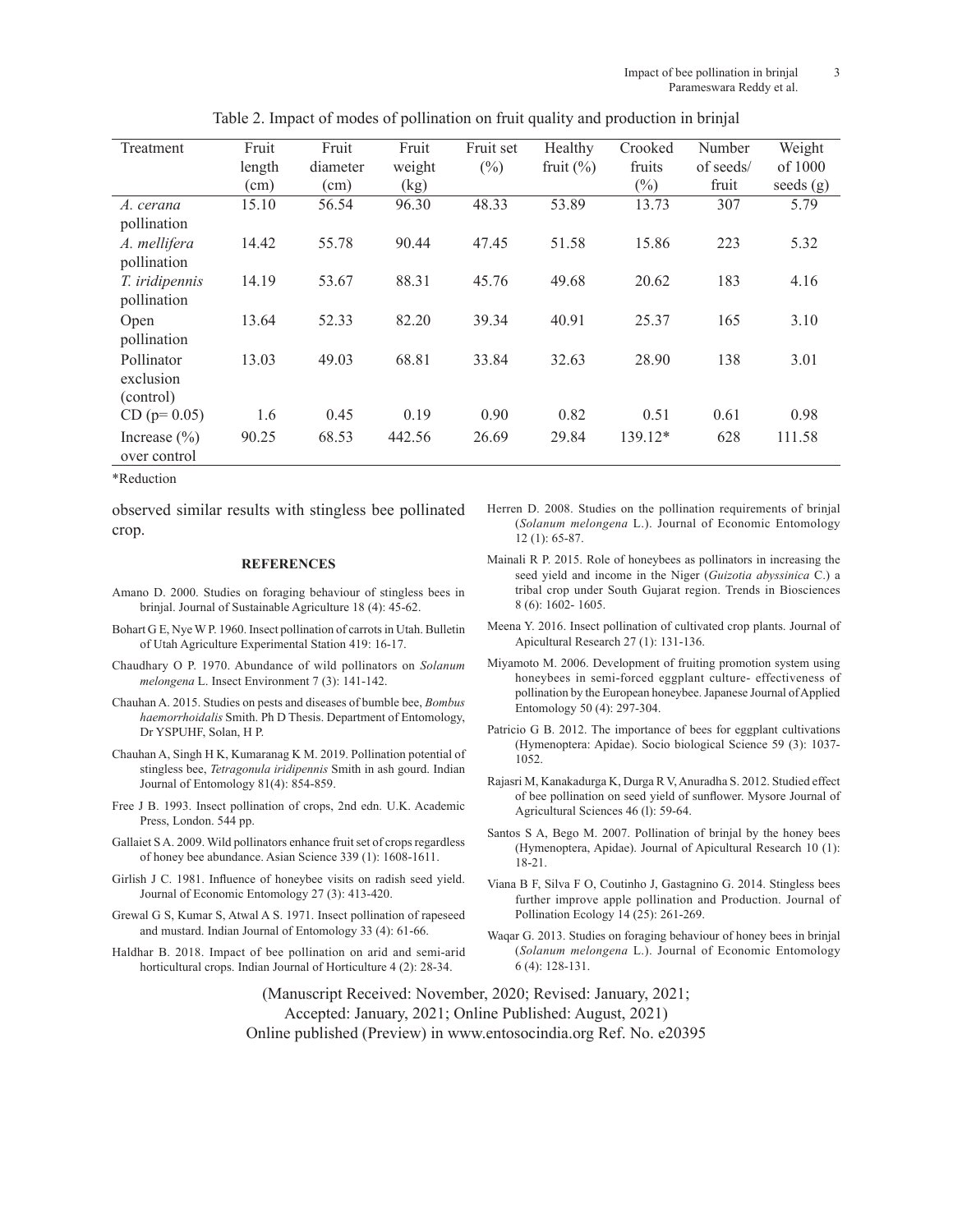Table 2. Impact of modes of pollination on fruit quality and production in brinjal

| Treatment | Fruit length (cm) | Fruit diameter (cm) | Fruit weight (kg) | Fruit set (%) | Healthy fruit (%) | Crooked fruits (%) | Number of seeds/ fruit | Weight of 1000 seeds (g) |
|---|---|---|---|---|---|---|---|---|
| *A. cerana* pollination | 15.10 | 56.54 | 96.30 | 48.33 | 53.89 | 13.73 | 307 | 5.79 |
| *A. mellifera* pollination | 14.42 | 55.78 | 90.44 | 47.45 | 51.58 | 15.86 | 223 | 5.32 |
| *T. iridipennis* pollination | 14.19 | 53.67 | 88.31 | 45.76 | 49.68 | 20.62 | 183 | 4.16 |
| Open pollination | 13.64 | 52.33 | 82.20 | 39.34 | 40.91 | 25.37 | 165 | 3.10 |
| Pollinator exclusion (control) | 13.03 | 49.03 | 68.81 | 33.84 | 32.63 | 28.90 | 138 | 3.01 |
| CD (p= 0.05) | 1.6 | 0.45 | 0.19 | 0.90 | 0.82 | 0.51 | 0.61 | 0.98 |
| Increase (%) over control | 90.25 | 68.53 | 442.56 | 26.69 | 29.84 | 139.12* | 628 | 111.58 |

*Reduction

observed similar results with stingless bee pollinated crop.

## REFERENCES

Amano D. 2000. Studies on foraging behaviour of stingless bees in brinjal. Journal of Sustainable Agriculture 18 (4): 45-62.

Bohart G E, Nye W P. 1960. Insect pollination of carrots in Utah. Bulletin of Utah Agriculture Experimental Station 419: 16-17.

Chaudhary O P. 1970. Abundance of wild pollinators on *Solanum melongena* L. Insect Environment 7 (3): 141-142.

Chauhan A. 2015. Studies on pests and diseases of bumble bee, *Bombus haemorrhoidalis* Smith. Ph D Thesis. Department of Entomology, Dr YSPUHF, Solan, H P.

Chauhan A, Singh H K, Kumaranag K M. 2019. Pollination potential of stingless bee, *Tetragonula iridipennis* Smith in ash gourd. Indian Journal of Entomology 81(4): 854-859.

Free J B. 1993. Insect pollination of crops, 2nd edn. U.K. Academic Press, London. 544 pp.

Gallaiet S A. 2009. Wild pollinators enhance fruit set of crops regardless of honey bee abundance. Asian Science 339 (1): 1608-1611.

Girlish J C. 1981. Influence of honeybee visits on radish seed yield. Journal of Economic Entomology 27 (3): 413-420.

Grewal G S, Kumar S, Atwal A S. 1971. Insect pollination of rapeseed and mustard. Indian Journal of Entomology 33 (4): 61-66.

Haldhar B. 2018. Impact of bee pollination on arid and semi-arid horticultural crops. Indian Journal of Horticulture 4 (2): 28-34.

Herren D. 2008. Studies on the pollination requirements of brinjal (*Solanum melongena* L.). Journal of Economic Entomology 12 (1): 65-87.

Mainali R P. 2015. Role of honeybees as pollinators in increasing the seed yield and income in the Niger (*Guizotia abyssinica* C.) a tribal crop under South Gujarat region. Trends in Biosciences 8 (6): 1602- 1605.

Meena Y. 2016. Insect pollination of cultivated crop plants. Journal of Apicultural Research 27 (1): 131-136.

Miyamoto M. 2006. Development of fruiting promotion system using honeybees in semi-forced eggplant culture- effectiveness of pollination by the European honeybee. Japanese Journal of Applied Entomology 50 (4): 297-304.

Patricio G B. 2012. The importance of bees for eggplant cultivations (Hymenoptera: Apidae). Socio biological Science 59 (3): 1037-1052.

Rajasri M, Kanakadurga K, Durga R V, Anuradha S. 2012. Studied effect of bee pollination on seed yield of sunflower. Mysore Journal of Agricultural Sciences 46 (l): 59-64.

Santos S A, Bego M. 2007. Pollination of brinjal by the honey bees (Hymenoptera, Apidae). Journal of Apicultural Research 10 (1): 18-21.

Viana B F, Silva F O, Coutinho J, Gastagnino G. 2014. Stingless bees further improve apple pollination and Production. Journal of Pollination Ecology 14 (25): 261-269.

Waqar G. 2013. Studies on foraging behaviour of honey bees in brinjal (*Solanum melongena* L.). Journal of Economic Entomology 6 (4): 128-131.

(Manuscript Received: November, 2020; Revised: January, 2021;
Accepted: January, 2021; Online Published: August, 2021)
Online published (Preview) in www.entosocindia.org Ref. No. e20395